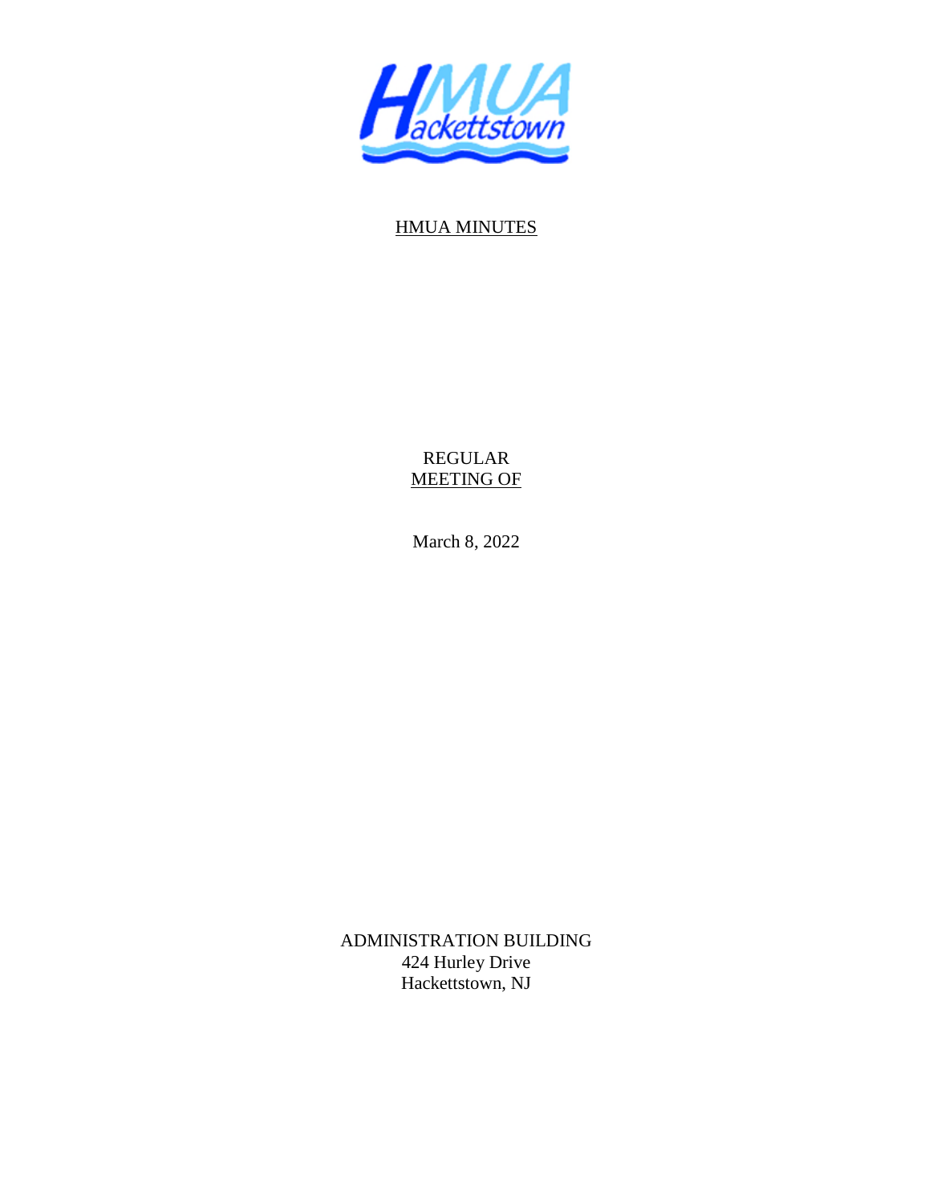HMUA Hackettstown

HMUA MINUTES

REGULAR
MEETING OF

March 8, 2022

ADMINISTRATION BUILDING
424 Hurley Drive
Hackettstown, NJ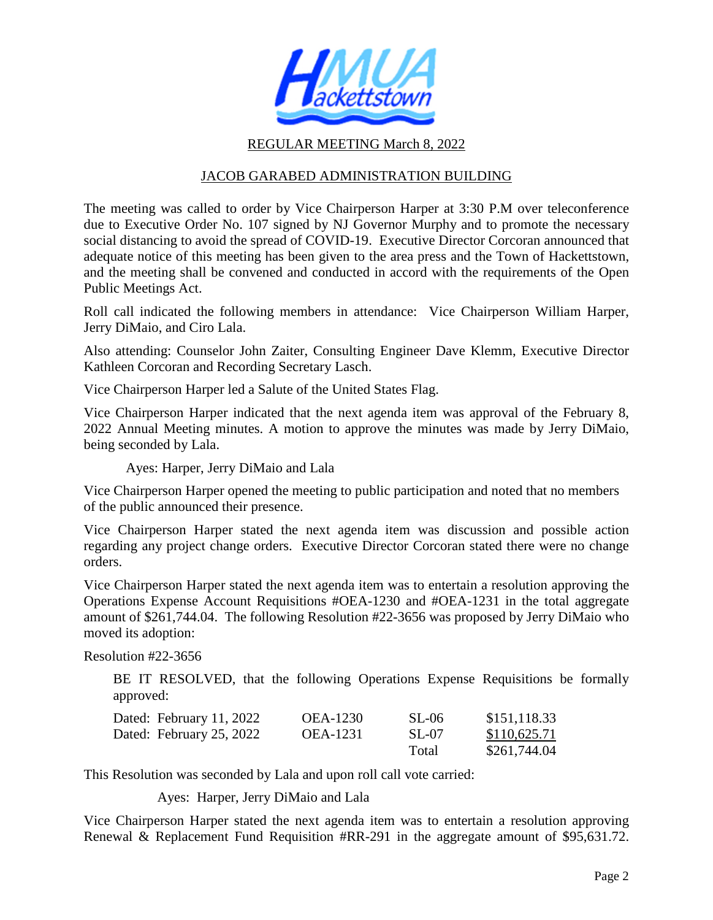REGULAR MEETING March 8, 2022

JACOB GARABED ADMINISTRATION BUILDING

The meeting was called to order by Vice Chairperson Harper at 3:30 P.M over teleconference due to Executive Order No. 107 signed by NJ Governor Murphy and to promote the necessary social distancing to avoid the spread of COVID-19. Executive Director Corcoran announced that adequate notice of this meeting has been given to the area press and the Town of Hackettstown, and the meeting shall be convened and conducted in accord with the requirements of the Open Public Meetings Act.

Roll call indicated the following members in attendance: Vice Chairperson William Harper, Jerry DiMaio, and Ciro Lala.

Also attending: Counselor John Zaiter, Consulting Engineer Dave Klemm, Executive Director Kathleen Corcoran and Recording Secretary Lasch.

Vice Chairperson Harper led a Salute of the United States Flag.

Vice Chairperson Harper indicated that the next agenda item was approval of the February 8, 2022 Annual Meeting minutes. A motion to approve the minutes was made by Jerry DiMaio, being seconded by Lala.

Ayes: Harper, Jerry DiMaio and Lala

Vice Chairperson Harper opened the meeting to public participation and noted that no members of the public announced their presence.

Vice Chairperson Harper stated the next agenda item was discussion and possible action regarding any project change orders. Executive Director Corcoran stated there were no change orders.

Vice Chairperson Harper stated the next agenda item was to entertain a resolution approving the Operations Expense Account Requisitions #OEA-1230 and #OEA-1231 in the total aggregate amount of $261,744.04. The following Resolution #22-3656 was proposed by Jerry DiMaio who moved its adoption:

Resolution #22-3656

BE IT RESOLVED, that the following Operations Expense Requisitions be formally approved:

| | | | |
|---|---|---|---|
| Dated: February 11, 2022 | OEA-1230 | SL-06 | $151,118.33 |
| Dated: February 25, 2022 | OEA-1231 | SL-07 | $110,625.71 |
| | | Total | $261,744.04 |

This Resolution was seconded by Lala and upon roll call vote carried:

Ayes: Harper, Jerry DiMaio and Lala

Vice Chairperson Harper stated the next agenda item was to entertain a resolution approving Renewal & Replacement Fund Requisition #RR-291 in the aggregate amount of $95,631.72.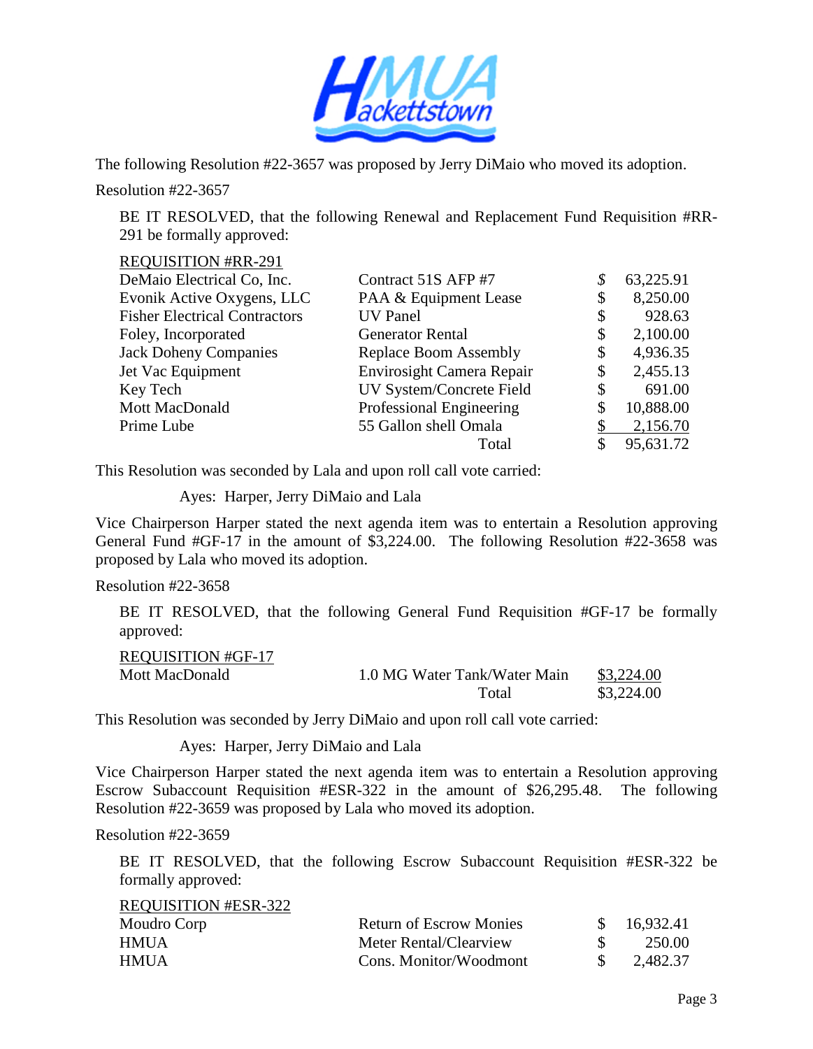The following Resolution #22-3657 was proposed by Jerry DiMaio who moved its adoption.

Resolution #22-3657

BE IT RESOLVED, that the following Renewal and Replacement Fund Requisition #RR-291 be formally approved:

| REQUISITION #RR-291 | | | |
|---|---|---|---|
| DeMaio Electrical Co, Inc. | Contract 51S AFP #7 | $ | 63,225.91 |
| Evonik Active Oxygens, LLC | PAA & Equipment Lease | $ | 8,250.00 |
| Fisher Electrical Contractors | UV Panel | $ | 928.63 |
| Foley, Incorporated | Generator Rental | $ | 2,100.00 |
| Jack Doheny Companies | Replace Boom Assembly | $ | 4,936.35 |
| Jet Vac Equipment | Envirosight Camera Repair | $ | 2,455.13 |
| Key Tech | UV System/Concrete Field | $ | 691.00 |
| Mott MacDonald | Professional Engineering | $ | 10,888.00 |
| Prime Lube | 55 Gallon shell Omala | $ | 2,156.70 |
| | Total | $ | 95,631.72 |

This Resolution was seconded by Lala and upon roll call vote carried:

Ayes: Harper, Jerry DiMaio and Lala

Vice Chairperson Harper stated the next agenda item was to entertain a Resolution approving General Fund #GF-17 in the amount of $3,224.00. The following Resolution #22-3658 was proposed by Lala who moved its adoption.

Resolution #22-3658

BE IT RESOLVED, that the following General Fund Requisition #GF-17 be formally approved:

| REQUISITION #GF-17 | | |
|---|---|---|
| Mott MacDonald | 1.0 MG Water Tank/Water Main | $3,224.00 |
| | Total | $3,224.00 |

This Resolution was seconded by Jerry DiMaio and upon roll call vote carried:

Ayes: Harper, Jerry DiMaio and Lala

Vice Chairperson Harper stated the next agenda item was to entertain a Resolution approving Escrow Subaccount Requisition #ESR-322 in the amount of $26,295.48. The following Resolution #22-3659 was proposed by Lala who moved its adoption.

Resolution #22-3659

BE IT RESOLVED, that the following Escrow Subaccount Requisition #ESR-322 be formally approved:

| REQUISITION #ESR-322 | | | |
|---|---|---|---|
| Moudro Corp | Return of Escrow Monies | $ | 16,932.41 |
| HMUA | Meter Rental/Clearview | $ | 250.00 |
| HMUA | Cons. Monitor/Woodmont | $ | 2,482.37 |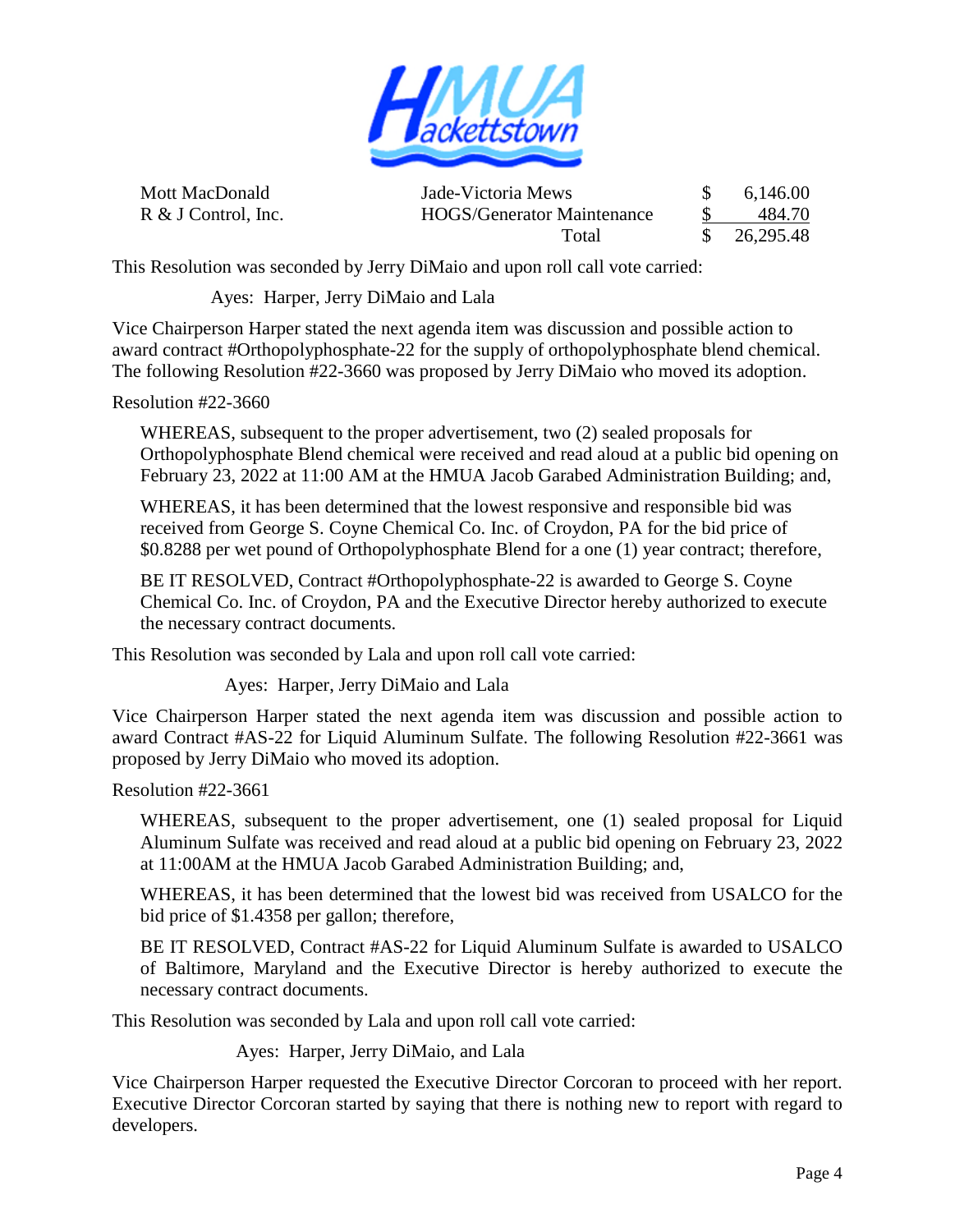| | | |
|---|---|---|
| Mott MacDonald | Jade-Victoria Mews | $ 6,146.00 |
| R & J Control, Inc. | HOGS/Generator Maintenance | $ 484.70 |
| | Total | $ 26,295.48 |

This Resolution was seconded by Jerry DiMaio and upon roll call vote carried:

Ayes: Harper, Jerry DiMaio and Lala

Vice Chairperson Harper stated the next agenda item was discussion and possible action to award contract #Orthopolyphosphate-22 for the supply of orthopolyphosphate blend chemical. The following Resolution #22-3660 was proposed by Jerry DiMaio who moved its adoption.

Resolution #22-3660

WHEREAS, subsequent to the proper advertisement, two (2) sealed proposals for Orthopolyphosphate Blend chemical were received and read aloud at a public bid opening on February 23, 2022 at 11:00 AM at the HMUA Jacob Garabed Administration Building; and,

WHEREAS, it has been determined that the lowest responsive and responsible bid was received from George S. Coyne Chemical Co. Inc. of Croydon, PA for the bid price of $0.8288 per wet pound of Orthopolyphosphate Blend for a one (1) year contract; therefore,

BE IT RESOLVED, Contract #Orthopolyphosphate-22 is awarded to George S. Coyne Chemical Co. Inc. of Croydon, PA and the Executive Director hereby authorized to execute the necessary contract documents.

This Resolution was seconded by Lala and upon roll call vote carried:

Ayes: Harper, Jerry DiMaio and Lala

Vice Chairperson Harper stated the next agenda item was discussion and possible action to award Contract #AS-22 for Liquid Aluminum Sulfate. The following Resolution #22-3661 was proposed by Jerry DiMaio who moved its adoption.

Resolution #22-3661

WHEREAS, subsequent to the proper advertisement, one (1) sealed proposal for Liquid Aluminum Sulfate was received and read aloud at a public bid opening on February 23, 2022 at 11:00AM at the HMUA Jacob Garabed Administration Building; and,

WHEREAS, it has been determined that the lowest bid was received from USALCO for the bid price of $1.4358 per gallon; therefore,

BE IT RESOLVED, Contract #AS-22 for Liquid Aluminum Sulfate is awarded to USALCO of Baltimore, Maryland and the Executive Director is hereby authorized to execute the necessary contract documents.

This Resolution was seconded by Lala and upon roll call vote carried:

Ayes: Harper, Jerry DiMaio, and Lala

Vice Chairperson Harper requested the Executive Director Corcoran to proceed with her report. Executive Director Corcoran started by saying that there is nothing new to report with regard to developers.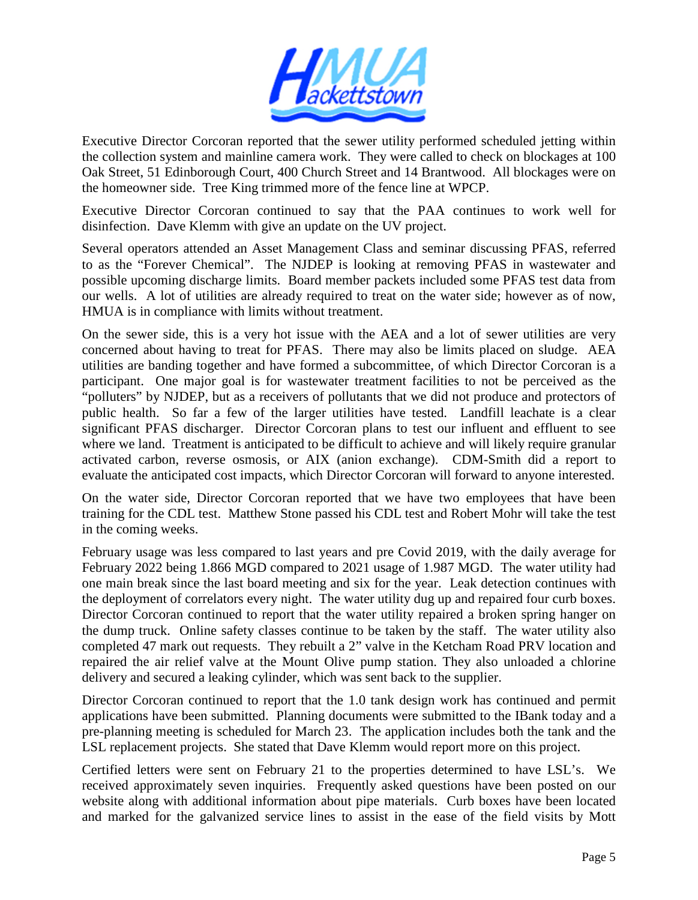Executive Director Corcoran reported that the sewer utility performed scheduled jetting within the collection system and mainline camera work. They were called to check on blockages at 100 Oak Street, 51 Edinborough Court, 400 Church Street and 14 Brantwood. All blockages were on the homeowner side. Tree King trimmed more of the fence line at WPCP.

Executive Director Corcoran continued to say that the PAA continues to work well for disinfection. Dave Klemm with give an update on the UV project.

Several operators attended an Asset Management Class and seminar discussing PFAS, referred to as the "Forever Chemical". The NJDEP is looking at removing PFAS in wastewater and possible upcoming discharge limits. Board member packets included some PFAS test data from our wells. A lot of utilities are already required to treat on the water side; however as of now, HMUA is in compliance with limits without treatment.

On the sewer side, this is a very hot issue with the AEA and a lot of sewer utilities are very concerned about having to treat for PFAS. There may also be limits placed on sludge. AEA utilities are banding together and have formed a subcommittee, of which Director Corcoran is a participant. One major goal is for wastewater treatment facilities to not be perceived as the "polluters" by NJDEP, but as a receivers of pollutants that we did not produce and protectors of public health. So far a few of the larger utilities have tested. Landfill leachate is a clear significant PFAS discharger. Director Corcoran plans to test our influent and effluent to see where we land. Treatment is anticipated to be difficult to achieve and will likely require granular activated carbon, reverse osmosis, or AIX (anion exchange). CDM-Smith did a report to evaluate the anticipated cost impacts, which Director Corcoran will forward to anyone interested.

On the water side, Director Corcoran reported that we have two employees that have been training for the CDL test. Matthew Stone passed his CDL test and Robert Mohr will take the test in the coming weeks.

February usage was less compared to last years and pre Covid 2019, with the daily average for February 2022 being 1.866 MGD compared to 2021 usage of 1.987 MGD. The water utility had one main break since the last board meeting and six for the year. Leak detection continues with the deployment of correlators every night. The water utility dug up and repaired four curb boxes. Director Corcoran continued to report that the water utility repaired a broken spring hanger on the dump truck. Online safety classes continue to be taken by the staff. The water utility also completed 47 mark out requests. They rebuilt a 2" valve in the Ketcham Road PRV location and repaired the air relief valve at the Mount Olive pump station. They also unloaded a chlorine delivery and secured a leaking cylinder, which was sent back to the supplier.

Director Corcoran continued to report that the 1.0 tank design work has continued and permit applications have been submitted. Planning documents were submitted to the IBank today and a pre-planning meeting is scheduled for March 23. The application includes both the tank and the LSL replacement projects. She stated that Dave Klemm would report more on this project.

Certified letters were sent on February 21 to the properties determined to have LSL's. We received approximately seven inquiries. Frequently asked questions have been posted on our website along with additional information about pipe materials. Curb boxes have been located and marked for the galvanized service lines to assist in the ease of the field visits by Mott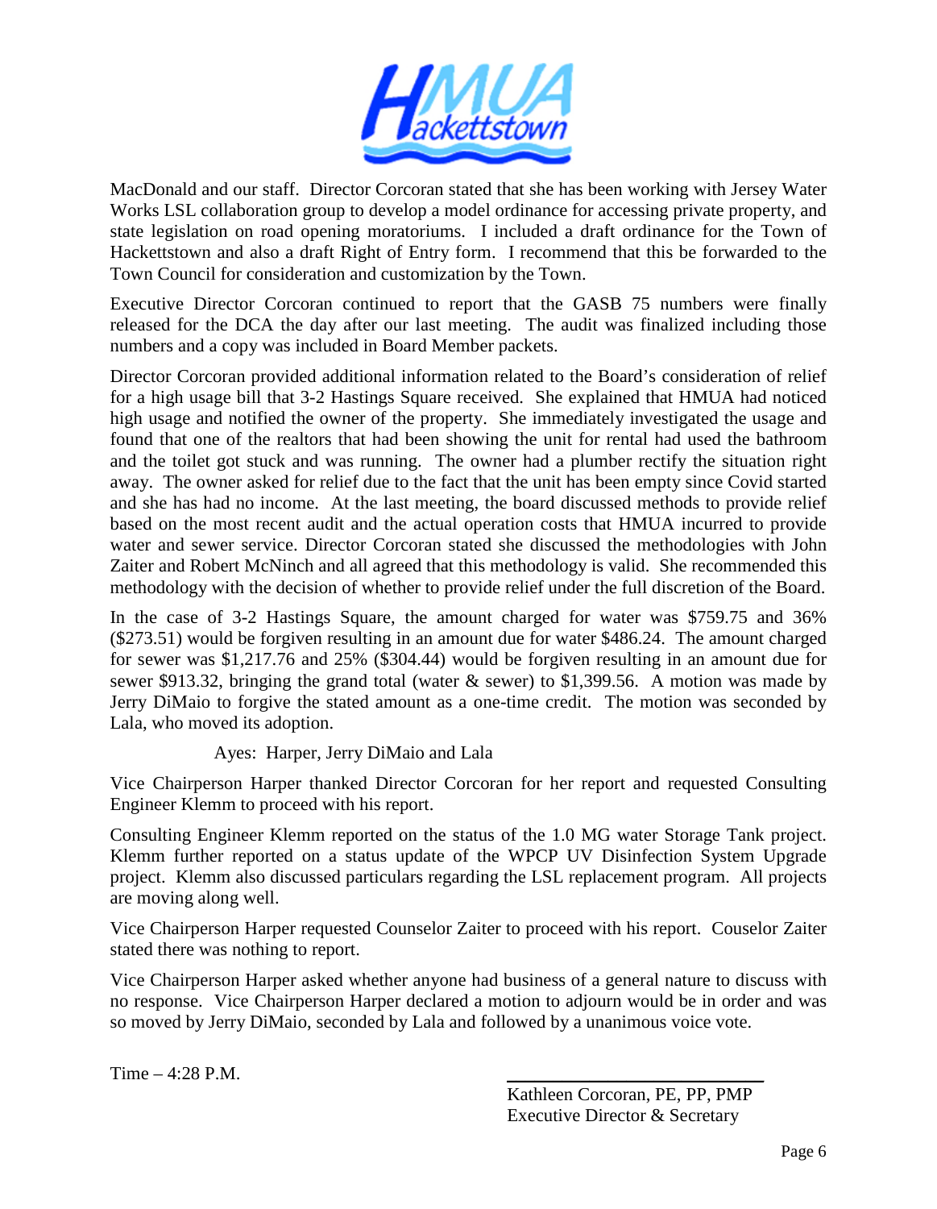MacDonald and our staff. Director Corcoran stated that she has been working with Jersey Water Works LSL collaboration group to develop a model ordinance for accessing private property, and state legislation on road opening moratoriums. I included a draft ordinance for the Town of Hackettstown and also a draft Right of Entry form. I recommend that this be forwarded to the Town Council for consideration and customization by the Town.

Executive Director Corcoran continued to report that the GASB 75 numbers were finally released for the DCA the day after our last meeting. The audit was finalized including those numbers and a copy was included in Board Member packets.

Director Corcoran provided additional information related to the Board's consideration of relief for a high usage bill that 3-2 Hastings Square received. She explained that HMUA had noticed high usage and notified the owner of the property. She immediately investigated the usage and found that one of the realtors that had been showing the unit for rental had used the bathroom and the toilet got stuck and was running. The owner had a plumber rectify the situation right away. The owner asked for relief due to the fact that the unit has been empty since Covid started and she has had no income. At the last meeting, the board discussed methods to provide relief based on the most recent audit and the actual operation costs that HMUA incurred to provide water and sewer service. Director Corcoran stated she discussed the methodologies with John Zaiter and Robert McNinch and all agreed that this methodology is valid. She recommended this methodology with the decision of whether to provide relief under the full discretion of the Board.

In the case of 3-2 Hastings Square, the amount charged for water was $759.75 and 36% ($273.51) would be forgiven resulting in an amount due for water $486.24. The amount charged for sewer was $1,217.76 and 25% ($304.44) would be forgiven resulting in an amount due for sewer $913.32, bringing the grand total (water & sewer) to $1,399.56. A motion was made by Jerry DiMaio to forgive the stated amount as a one-time credit. The motion was seconded by Lala, who moved its adoption.

Ayes: Harper, Jerry DiMaio and Lala

Vice Chairperson Harper thanked Director Corcoran for her report and requested Consulting Engineer Klemm to proceed with his report.

Consulting Engineer Klemm reported on the status of the 1.0 MG water Storage Tank project. Klemm further reported on a status update of the WPCP UV Disinfection System Upgrade project. Klemm also discussed particulars regarding the LSL replacement program. All projects are moving along well.

Vice Chairperson Harper requested Counselor Zaiter to proceed with his report. Couselor Zaiter stated there was nothing to report.

Vice Chairperson Harper asked whether anyone had business of a general nature to discuss with no response. Vice Chairperson Harper declared a motion to adjourn would be in order and was so moved by Jerry DiMaio, seconded by Lala and followed by a unanimous voice vote.

Time – 4:28 P.M.

Kathleen Corcoran, PE, PP, PMP
Executive Director & Secretary